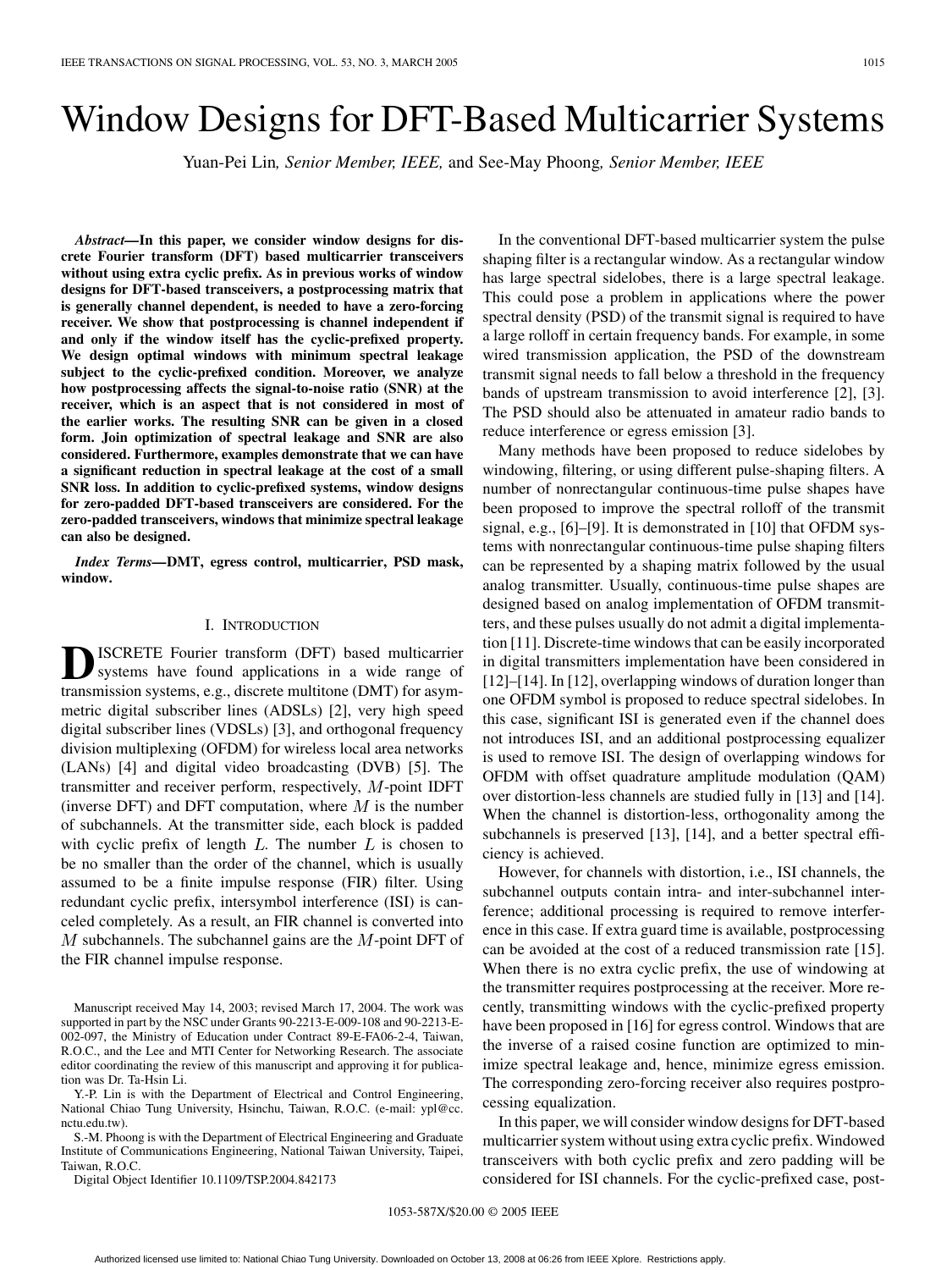# Window Designs for DFT-Based Multicarrier Systems

Yuan-Pei Lin, *Senior Member, IEEE,* and See-May Phoong, *Senior Member, IEEE*

***Abstract*—In this paper, we consider window designs for discrete Fourier transform (DFT) based multicarrier transceivers without using extra cyclic prefix. As in previous works of window designs for DFT-based transceivers, a postprocessing matrix that is generally channel dependent, is needed to have a zero-forcing receiver. We show that postprocessing is channel independent if and only if the window itself has the cyclic-prefixed property. We design optimal windows with minimum spectral leakage subject to the cyclic-prefixed condition. Moreover, we analyze how postprocessing affects the signal-to-noise ratio (SNR) at the receiver, which is an aspect that is not considered in most of the earlier works. The resulting SNR can be given in a closed form. Join optimization of spectral leakage and SNR are also considered. Furthermore, examples demonstrate that we can have a significant reduction in spectral leakage at the cost of a small SNR loss. In addition to cyclic-prefixed systems, window designs for zero-padded DFT-based transceivers are considered. For the zero-padded transceivers, windows that minimize spectral leakage can also be designed.**

***Index Terms*—DMT, egress control, multicarrier, PSD mask, window.**

## I. Introduction

DISCRETE Fourier transform (DFT) based multicarrier systems have found applications in a wide range of transmission systems, e.g., discrete multitone (DMT) for asymmetric digital subscriber lines (ADSLs) [2], very high speed digital subscriber lines (VDSLs) [3], and orthogonal frequency division multiplexing (OFDM) for wireless local area networks (LANs) [4] and digital video broadcasting (DVB) [5]. The transmitter and receiver perform, respectively, $M$-point IDFT (inverse DFT) and DFT computation, where $M$ is the number of subchannels. At the transmitter side, each block is padded with cyclic prefix of length $L$. The number $L$ is chosen to be no smaller than the order of the channel, which is usually assumed to be a finite impulse response (FIR) filter. Using redundant cyclic prefix, intersymbol interference (ISI) is canceled completely. As a result, an FIR channel is converted into $M$ subchannels. The subchannel gains are the $M$-point DFT of the FIR channel impulse response.

Manuscript received May 14, 2003; revised March 17, 2004. The work was supported in part by the NSC under Grants 90-2213-E-009-108 and 90-2213-E-002-097, the Ministry of Education under Contract 89-E-FA06-2-4, Taiwan, R.O.C., and the Lee and MTI Center for Networking Research. The associate editor coordinating the review of this manuscript and approving it for publication was Dr. Ta-Hsin Li.

Y.-P. Lin is with the Department of Electrical and Control Engineering, National Chiao Tung University, Hsinchu, Taiwan, R.O.C. (e-mail: ypl@cc.nctu.edu.tw).

S.-M. Phoong is with the Department of Electrical Engineering and Graduate Institute of Communications Engineering, National Taiwan University, Taipei, Taiwan, R.O.C.

Digital Object Identifier 10.1109/TSP.2004.842173

In the conventional DFT-based multicarrier system the pulse shaping filter is a rectangular window. As a rectangular window has large spectral sidelobes, there is a large spectral leakage. This could pose a problem in applications where the power spectral density (PSD) of the transmit signal is required to have a large rolloff in certain frequency bands. For example, in some wired transmission application, the PSD of the downstream transmit signal needs to fall below a threshold in the frequency bands of upstream transmission to avoid interference [2], [3]. The PSD should also be attenuated in amateur radio bands to reduce interference or egress emission [3].

Many methods have been proposed to reduce sidelobes by windowing, filtering, or using different pulse-shaping filters. A number of nonrectangular continuous-time pulse shapes have been proposed to improve the spectral rolloff of the transmit signal, e.g., [6]–[9]. It is demonstrated in [10] that OFDM systems with nonrectangular continuous-time pulse shaping filters can be represented by a shaping matrix followed by the usual analog transmitter. Usually, continuous-time pulse shapes are designed based on analog implementation of OFDM transmitters, and these pulses usually do not admit a digital implementation [11]. Discrete-time windows that can be easily incorporated in digital transmitters implementation have been considered in [12]–[14]. In [12], overlapping windows of duration longer than one OFDM symbol is proposed to reduce spectral sidelobes. In this case, significant ISI is generated even if the channel does not introduces ISI, and an additional postprocessing equalizer is used to remove ISI. The design of overlapping windows for OFDM with offset quadrature amplitude modulation (QAM) over distortion-less channels are studied fully in [13] and [14]. When the channel is distortion-less, orthogonality among the subchannels is preserved [13], [14], and a better spectral efficiency is achieved.

However, for channels with distortion, i.e., ISI channels, the subchannel outputs contain intra- and inter-subchannel interference; additional processing is required to remove interference in this case. If extra guard time is available, postprocessing can be avoided at the cost of a reduced transmission rate [15]. When there is no extra cyclic prefix, the use of windowing at the transmitter requires postprocessing at the receiver. More recently, transmitting windows with the cyclic-prefixed property have been proposed in [16] for egress control. Windows that are the inverse of a raised cosine function are optimized to minimize spectral leakage and, hence, minimize egress emission. The corresponding zero-forcing receiver also requires postprocessing equalization.

In this paper, we will consider window designs for DFT-based multicarrier system without using extra cyclic prefix. Windowed transceivers with both cyclic prefix and zero padding will be considered for ISI channels. For the cyclic-prefixed case, post-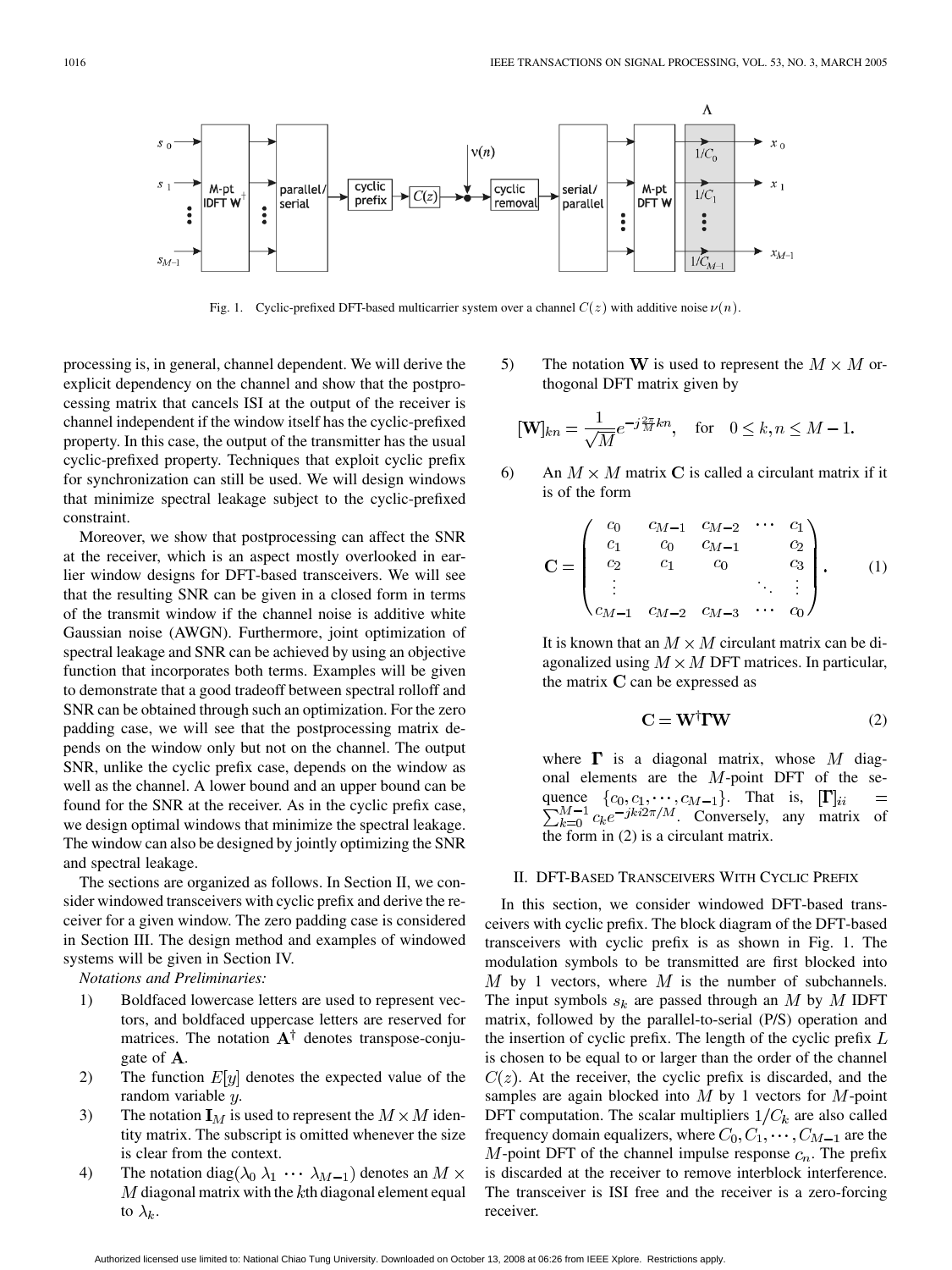Fig. 1. Cyclic-prefixed DFT-based multicarrier system over a channel $C(z)$ with additive noise $\nu(n)$.

processing is, in general, channel dependent. We will derive the explicit dependency on the channel and show that the postprocessing matrix that cancels ISI at the output of the receiver is channel independent if the window itself has the cyclic-prefixed property. In this case, the output of the transmitter has the usual cyclic-prefixed property. Techniques that exploit cyclic prefix for synchronization can still be used. We will design windows that minimize spectral leakage subject to the cyclic-prefixed constraint.

Moreover, we show that postprocessing can affect the SNR at the receiver, which is an aspect mostly overlooked in earlier window designs for DFT-based transceivers. We will see that the resulting SNR can be given in a closed form in terms of the transmit window if the channel noise is additive white Gaussian noise (AWGN). Furthermore, joint optimization of spectral leakage and SNR can be achieved by using an objective function that incorporates both terms. Examples will be given to demonstrate that a good tradeoff between spectral rolloff and SNR can be obtained through such an optimization. For the zero padding case, we will see that the postprocessing matrix depends on the window only but not on the channel. The output SNR, unlike the cyclic prefix case, depends on the window as well as the channel. A lower bound and an upper bound can be found for the SNR at the receiver. As in the cyclic prefix case, we design optimal windows that minimize the spectral leakage. The window can also be designed by jointly optimizing the SNR and spectral leakage.

The sections are organized as follows. In Section II, we consider windowed transceivers with cyclic prefix and derive the receiver for a given window. The zero padding case is considered in Section III. The design method and examples of windowed systems will be given in Section IV.

*Notations and Preliminaries:*

1) Boldfaced lowercase letters are used to represent vectors, and boldfaced uppercase letters are reserved for matrices. The notation $\mathbf{A}^\dagger$ denotes transpose-conjugate of $\mathbf{A}$.
2) The function $E[y]$ denotes the expected value of the random variable $y$.
3) The notation $\mathbf{I}_M$ is used to represent the $M \times M$ identity matrix. The subscript is omitted whenever the size is clear from the context.
4) The notation diag$(\lambda_0\ \lambda_1\ \cdots\ \lambda_{M-1})$ denotes an $M \times M$ diagonal matrix with the $k$th diagonal element equal to $\lambda_k$.
5) The notation $\mathbf{W}$ is used to represent the $M \times M$ orthogonal DFT matrix given by
$$[\mathbf{W}]_{kn} = \frac{1}{\sqrt{M}} e^{-j\frac{2\pi}{M}kn}, \quad \text{for} \quad 0 \le k, n \le M-1.$$
6) An $M \times M$ matrix $\mathbf{C}$ is called a circulant matrix if it is of the form
$$\mathbf{C} = \begin{pmatrix} c_0 & c_{M-1} & c_{M-2} & \cdots & c_1 \\ c_1 & c_0 & c_{M-1} & & c_2 \\ c_2 & c_1 & c_0 & & c_3 \\ \vdots & & & \ddots & \vdots \\ c_{M-1} & c_{M-2} & c_{M-3} & \cdots & c_0 \end{pmatrix}. \tag{1}$$
It is known that an $M \times M$ circulant matrix can be diagonalized using $M \times M$ DFT matrices. In particular, the matrix $\mathbf{C}$ can be expressed as
$$\mathbf{C} = \mathbf{W}^\dagger \mathbf{\Gamma} \mathbf{W} \tag{2}$$
where $\mathbf{\Gamma}$ is a diagonal matrix, whose $M$ diagonal elements are the $M$-point DFT of the sequence $\{c_0, c_1, \cdots, c_{M-1}\}$. That is, $[\mathbf{\Gamma}]_{ii} = \sum_{k=0}^{M-1} c_k e^{-jki2\pi/M}$. Conversely, any matrix of the form in (2) is a circulant matrix.

## II. DFT-Based Transceivers With Cyclic Prefix

In this section, we consider windowed DFT-based transceivers with cyclic prefix. The block diagram of the DFT-based transceivers with cyclic prefix is as shown in Fig. 1. The modulation symbols to be transmitted are first blocked into $M$ by 1 vectors, where $M$ is the number of subchannels. The input symbols $s_k$ are passed through an $M$ by $M$ IDFT matrix, followed by the parallel-to-serial (P/S) operation and the insertion of cyclic prefix. The length of the cyclic prefix $L$ is chosen to be equal to or larger than the order of the channel $C(z)$. At the receiver, the cyclic prefix is discarded, and the samples are again blocked into $M$ by 1 vectors for $M$-point DFT computation. The scalar multipliers $1/C_k$ are also called frequency domain equalizers, where $C_0, C_1, \cdots, C_{M-1}$ are the $M$-point DFT of the channel impulse response $c_n$. The prefix is discarded at the receiver to remove interblock interference. The transceiver is ISI free and the receiver is a zero-forcing receiver.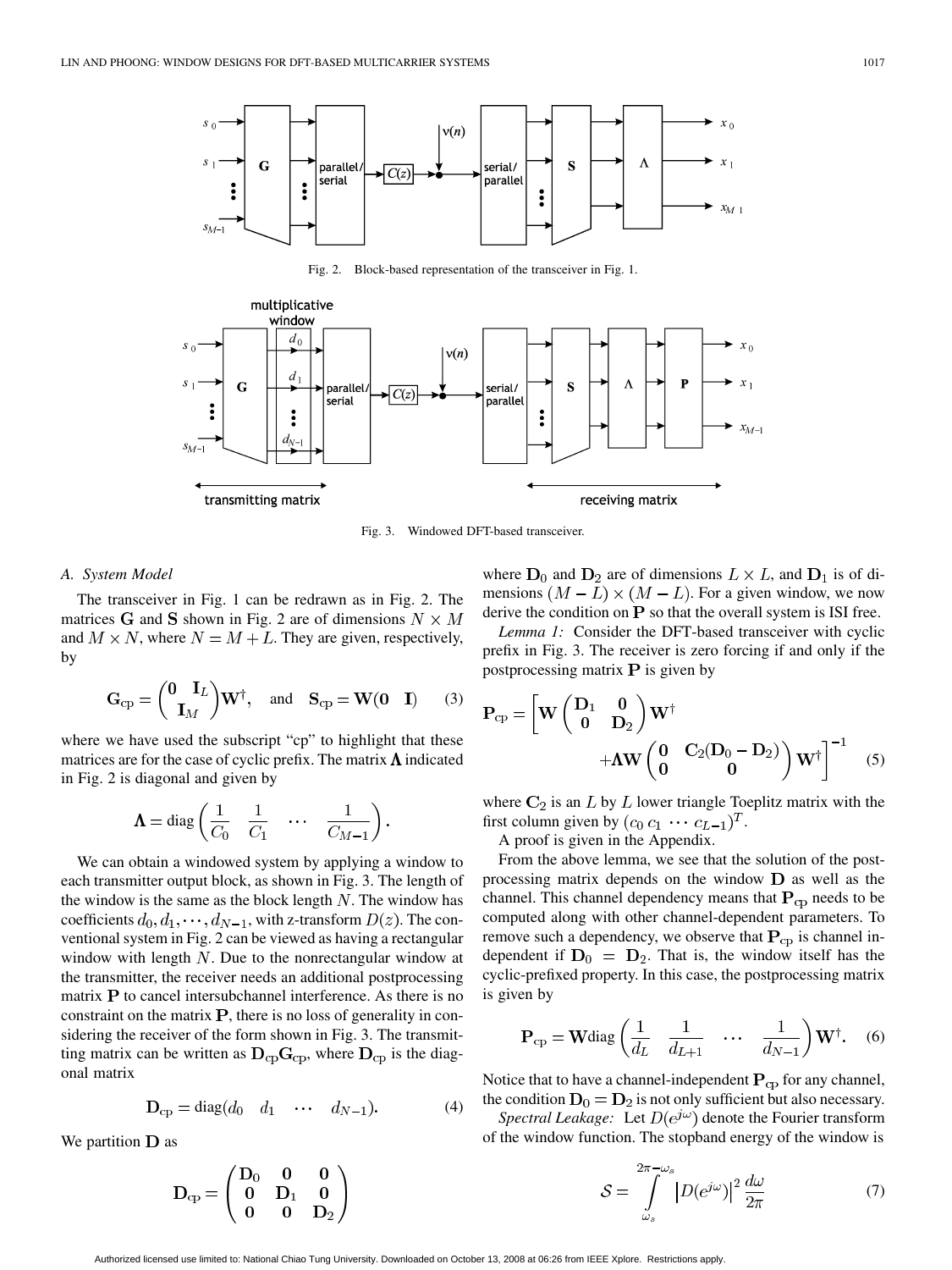s 0

s 1

$s_{M-1}$

G

parallel/ serial

C(z)

v(n)

serial/ parallel

S

Λ

x 0

x 1

$x_{M-1}$

Fig. 2. Block-based representation of the transceiver in Fig. 1.

multiplicative window

s 0

s 1

$s_{M-1}$

G

$d_0$

$d_1$

$d_{N-1}$

parallel/ serial

C(z)

v(n)

serial/ parallel

S

Λ

P

x 0

x 1

$x_{M-1}$

transmitting matrix

receiving matrix

Fig. 3. Windowed DFT-based transceiver.

### A. System Model

The transceiver in Fig. 1 can be redrawn as in Fig. 2. The matrices $\mathbf{G}$ and $\mathbf{S}$ shown in Fig. 2 are of dimensions $N \times M$ and $M \times N$, where $N = M + L$. They are given, respectively, by

$$\mathbf{G}_{\rm cp} = \begin{pmatrix} \mathbf{0} & \mathbf{I}_L \\ \mathbf{I}_M & \end{pmatrix} \mathbf{W}^{\dagger}, \quad \text{and} \quad \mathbf{S}_{\rm cp} = \mathbf{W}(\mathbf{0} \quad \mathbf{I}) \tag{3}$$

where we have used the subscript "cp" to highlight that these matrices are for the case of cyclic prefix. The matrix $\mathbf{\Lambda}$ indicated in Fig. 2 is diagonal and given by

$$\mathbf{\Lambda} = \text{diag}\begin{pmatrix} \frac{1}{C_0} & \frac{1}{C_1} & \cdots & \frac{1}{C_{M-1}} \end{pmatrix}.$$

We can obtain a windowed system by applying a window to each transmitter output block, as shown in Fig. 3. The length of the window is the same as the block length $N$. The window has coefficients $d_0, d_1, \cdots, d_{N-1}$, with z-transform $D(z)$. The conventional system in Fig. 2 can be viewed as having a rectangular window with length $N$. Due to the nonrectangular window at the transmitter, the receiver needs an additional postprocessing matrix $\mathbf{P}$ to cancel intersubchannel interference. As there is no constraint on the matrix $\mathbf{P}$, there is no loss of generality in considering the receiver of the form shown in Fig. 3. The transmitting matrix can be written as $\mathbf{D}_{\rm cp}\mathbf{G}_{\rm cp}$, where $\mathbf{D}_{\rm cp}$ is the diagonal matrix

$$\mathbf{D}_{\rm cp} = \text{diag}(d_0 \quad d_1 \quad \cdots \quad d_{N-1}). \tag{4}$$

We partition $\mathbf{D}$ as

$$\mathbf{D}_{\rm cp} = \begin{pmatrix} \mathbf{D}_0 & \mathbf{0} & \mathbf{0} \\ \mathbf{0} & \mathbf{D}_1 & \mathbf{0} \\ \mathbf{0} & \mathbf{0} & \mathbf{D}_2 \end{pmatrix}$$

where $\mathbf{D}_0$ and $\mathbf{D}_2$ are of dimensions $L \times L$, and $\mathbf{D}_1$ is of dimensions $(M-L) \times (M-L)$. For a given window, we now derive the condition on $\mathbf{P}$ so that the overall system is ISI free.

*Lemma 1:* Consider the DFT-based transceiver with cyclic prefix in Fig. 3. The receiver is zero forcing if and only if the postprocessing matrix $\mathbf{P}$ is given by

$$\mathbf{P}_{\rm cp} = \left[ \mathbf{W} \begin{pmatrix} \mathbf{D}_1 & \mathbf{0} \\ \mathbf{0} & \mathbf{D}_2 \end{pmatrix} \mathbf{W}^{\dagger} + \mathbf{\Lambda} \mathbf{W} \begin{pmatrix} \mathbf{0} & \mathbf{C}_2(\mathbf{D}_0 - \mathbf{D}_2) \\ \mathbf{0} & \mathbf{0} \end{pmatrix} \mathbf{W}^{\dagger} \right]^{-1} \tag{5}$$

where $\mathbf{C}_2$ is an $L$ by $L$ lower triangle Toeplitz matrix with the first column given by $(c_0 \; c_1 \; \cdots \; c_{L-1})^T$.

A proof is given in the Appendix.

From the above lemma, we see that the solution of the postprocessing matrix depends on the window $\mathbf{D}$ as well as the channel. This channel dependency means that $\mathbf{P}_{\rm cp}$ needs to be computed along with other channel-dependent parameters. To remove such a dependency, we observe that $\mathbf{P}_{\rm cp}$ is channel independent if $\mathbf{D}_0 = \mathbf{D}_2$. That is, the window itself has the cyclic-prefixed property. In this case, the postprocessing matrix is given by

$$\mathbf{P}_{\rm cp} = \mathbf{W}\text{diag}\begin{pmatrix} \frac{1}{d_L} & \frac{1}{d_{L+1}} & \cdots & \frac{1}{d_{N-1}} \end{pmatrix} \mathbf{W}^{\dagger}. \tag{6}$$

Notice that to have a channel-independent $\mathbf{P}_{\rm cp}$ for any channel, the condition $\mathbf{D}_0 = \mathbf{D}_2$ is not only sufficient but also necessary.

*Spectral Leakage:* Let $D(e^{j\omega})$ denote the Fourier transform of the window function. The stopband energy of the window is

$$\mathcal{S} = \int_{\omega_s}^{2\pi - \omega_s} \left| D(e^{j\omega}) \right|^2 \frac{d\omega}{2\pi} \tag{7}$$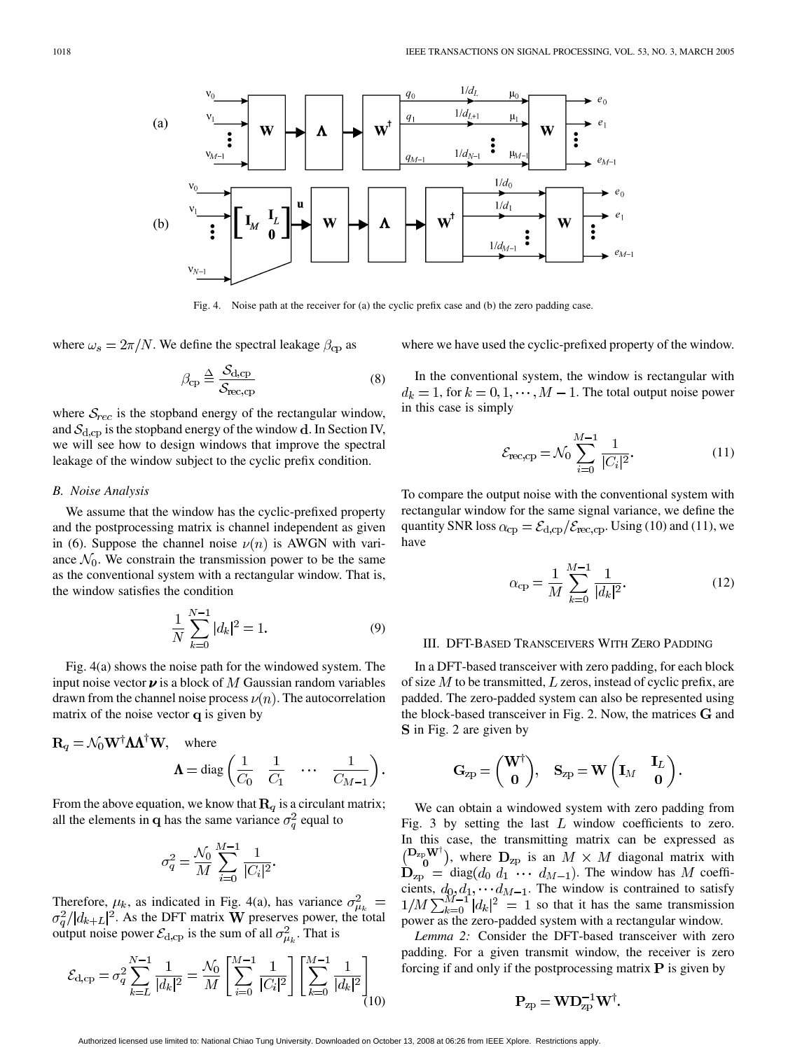Fig. 4. Noise path at the receiver for (a) the cyclic prefix case and (b) the zero padding case.

where $\omega_s = 2\pi/N$. We define the spectral leakage $\beta_{\rm cp}$ as

$$\beta_{\rm cp} \triangleq \frac{\mathcal{S}_{\rm d,cp}}{\mathcal{S}_{\rm rec,cp}} \tag{8}$$

where $\mathcal{S}_{rec}$ is the stopband energy of the rectangular window, and $\mathcal{S}_{\rm d,cp}$ is the stopband energy of the window $\mathbf{d}$. In Section IV, we will see how to design windows that improve the spectral leakage of the window subject to the cyclic prefix condition.

### B. Noise Analysis

We assume that the window has the cyclic-prefixed property and the postprocessing matrix is channel independent as given in (6). Suppose the channel noise $\nu(n)$ is AWGN with variance $\mathcal{N}_0$. We constrain the transmission power to be the same as the conventional system with a rectangular window. That is, the window satisfies the condition

$$\frac{1}{N}\sum_{k=0}^{N-1} |d_k|^2 = 1. \tag{9}$$

Fig. 4(a) shows the noise path for the windowed system. The input noise vector $\boldsymbol{\nu}$ is a block of $M$ Gaussian random variables drawn from the channel noise process $\nu(n)$. The autocorrelation matrix of the noise vector $\mathbf{q}$ is given by

$$\mathbf{R}_q = \mathcal{N}_0 \mathbf{W}^\dagger \boldsymbol{\Lambda}\boldsymbol{\Lambda}^\dagger \mathbf{W}, \quad \text{where}$$

$$\boldsymbol{\Lambda} = \mathrm{diag}\left(\frac{1}{C_0} \quad \frac{1}{C_1} \quad \cdots \quad \frac{1}{C_{M-1}}\right).$$

From the above equation, we know that $\mathbf{R}_q$ is a circulant matrix; all the elements in $\mathbf{q}$ has the same variance $\sigma_q^2$ equal to

$$\sigma_q^2 = \frac{\mathcal{N}_0}{M}\sum_{i=0}^{M-1}\frac{1}{|C_i|^2}.$$

Therefore, $\mu_k$, as indicated in Fig. 4(a), has variance $\sigma_{\mu_k}^2 = \sigma_q^2/|d_{k+L}|^2$. As the DFT matrix $\mathbf{W}$ preserves power, the total output noise power $\mathcal{E}_{\rm d,cp}$ is the sum of all $\sigma_{\mu_k}^2$. That is

$$\mathcal{E}_{\rm d,cp} = \sigma_q^2 \sum_{k=L}^{N-1}\frac{1}{|d_k|^2} = \frac{\mathcal{N}_0}{M}\left[\sum_{i=0}^{M-1}\frac{1}{|C_i|^2}\right]\left[\sum_{k=0}^{M-1}\frac{1}{|d_k|^2}\right] \tag{10}$$

where we have used the cyclic-prefixed property of the window.

In the conventional system, the window is rectangular with $d_k = 1$, for $k = 0, 1, \cdots, M-1$. The total output noise power in this case is simply

$$\mathcal{E}_{\rm rec,cp} = \mathcal{N}_0 \sum_{i=0}^{M-1}\frac{1}{|C_i|^2}. \tag{11}$$

To compare the output noise with the conventional system with rectangular window for the same signal variance, we define the quantity SNR loss $\alpha_{\rm cp} = \mathcal{E}_{\rm d,cp}/\mathcal{E}_{\rm rec,cp}$. Using (10) and (11), we have

$$\alpha_{\rm cp} = \frac{1}{M}\sum_{k=0}^{M-1}\frac{1}{|d_k|^2}. \tag{12}$$

## III. DFT-Based Transceivers With Zero Padding

In a DFT-based transceiver with zero padding, for each block of size $M$ to be transmitted, $L$ zeros, instead of cyclic prefix, are padded. The zero-padded system can also be represented using the block-based transceiver in Fig. 2. Now, the matrices $\mathbf{G}$ and $\mathbf{S}$ in Fig. 2 are given by

$$\mathbf{G}_{\rm zp} = \begin{pmatrix}\mathbf{W}^\dagger \\ \mathbf{0}\end{pmatrix}, \quad \mathbf{S}_{\rm zp} = \mathbf{W}\begin{pmatrix}\mathbf{I}_M & \begin{matrix}\mathbf{I}_L \\ \mathbf{0}\end{matrix}\end{pmatrix}.$$

We can obtain a windowed system with zero padding from Fig. 3 by setting the last $L$ window coefficients to zero. In this case, the transmitting matrix can be expressed as $\begin{pmatrix}\mathbf{D}_{\rm zp}\mathbf{W}^\dagger \\ \mathbf{0}\end{pmatrix}$, where $\mathbf{D}_{\rm zp}$ is an $M \times M$ diagonal matrix with $\mathbf{D}_{\rm zp} = \mathrm{diag}(d_0 \; d_1 \; \cdots \; d_{M-1})$. The window has $M$ coefficients, $d_0, d_1, \cdots d_{M-1}$. The window is contrained to satisfy $1/M\sum_{k=0}^{M-1}|d_k|^2 = 1$ so that it has the same transmission power as the zero-padded system with a rectangular window.

*Lemma 2:* Consider the DFT-based transceiver with zero padding. For a given transmit window, the receiver is zero forcing if and only if the postprocessing matrix $\mathbf{P}$ is given by

$$\mathbf{P}_{\rm zp} = \mathbf{W}\mathbf{D}_{\rm zp}^{-1}\mathbf{W}^\dagger.$$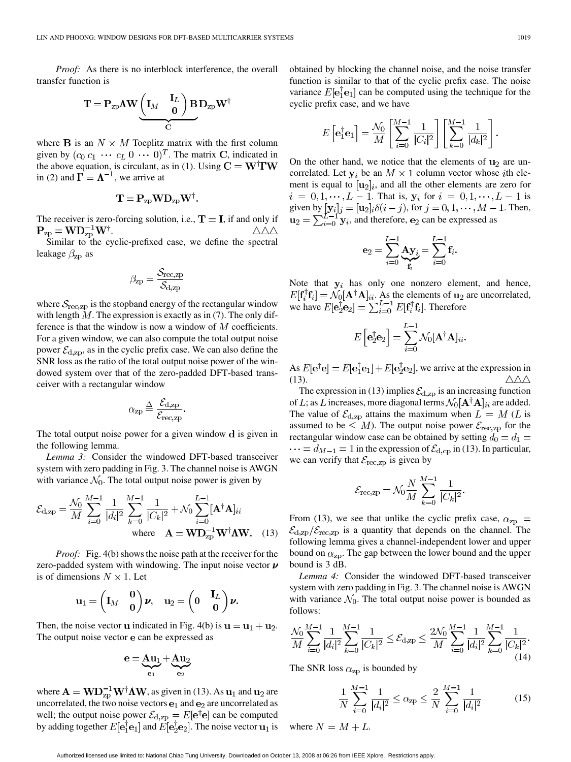*Proof:* As there is no interblock interference, the overall transfer function is

$$\mathbf{T} = \mathbf{P}_{\rm zp}\boldsymbol{\Lambda}\mathbf{W}\underbrace{\begin{pmatrix}\mathbf{I}_M & \begin{matrix}\mathbf{I}_L\\ \mathbf{0}\end{matrix}\end{pmatrix}\mathbf{B}}_{\mathbf{C}}\mathbf{D}_{\rm zp}\mathbf{W}^\dagger$$

where $\mathbf{B}$ is an $N \times M$ Toeplitz matrix with the first column given by $(c_0\ c_1\ \cdots\ c_L\ 0\ \cdots\ 0)^T$. The matrix $\mathbf{C}$, indicated in the above equation, is circulant, as in (1). Using $\mathbf{C} = \mathbf{W}^\dagger\boldsymbol{\Gamma}\mathbf{W}$ in (2) and $\boldsymbol{\Gamma} = \boldsymbol{\Lambda}^{-1}$, we arrive at

$$\mathbf{T} = \mathbf{P}_{\rm zp}\mathbf{W}\mathbf{D}_{\rm zp}\mathbf{W}^\dagger.$$

The receiver is zero-forcing solution, i.e., $\mathbf{T} = \mathbf{I}$, if and only if $\mathbf{P}_{\rm zp} = \mathbf{W}\mathbf{D}_{\rm zp}^{-1}\mathbf{W}^\dagger$. $\triangle\triangle\triangle$

Similar to the cyclic-prefixed case, we define the spectral leakage $\beta_{\rm zp}$ as

$$\beta_{\rm zp} = \frac{\mathcal{S}_{\rm rec,zp}}{\mathcal{S}_{\rm d,zp}}$$

where $\mathcal{S}_{\rm rec,zp}$ is the stopband energy of the rectangular window with length $M$. The expression is exactly as in (7). The only difference is that the window is now a window of $M$ coefficients. For a given window, we can also compute the total output noise power $\mathcal{E}_{\rm d,zp}$, as in the cyclic prefix case. We can also define the SNR loss as the ratio of the total output noise power of the windowed system over that of the zero-padded DFT-based transceiver with a rectangular window

$$\alpha_{\rm zp} \triangleq \frac{\mathcal{E}_{\rm d,zp}}{\mathcal{E}_{\rm rec,zp}}.$$

The total output noise power for a given window $\mathbf{d}$ is given in the following lemma.

*Lemma 3:* Consider the windowed DFT-based transceiver system with zero padding in Fig. 3. The channel noise is AWGN with variance $\mathcal{N}_0$. The total output noise power is given by

$$\mathcal{E}_{\rm d,zp} = \frac{\mathcal{N}_0}{M}\sum_{i=0}^{M-1}\frac{1}{|d_i|^2}\sum_{k=0}^{M-1}\frac{1}{|C_k|^2} + \mathcal{N}_0\sum_{i=0}^{L-1}[\mathbf{A}^\dagger\mathbf{A}]_{ii}$$
$$\text{where}\quad \mathbf{A} = \mathbf{W}\mathbf{D}_{\rm zp}^{-1}\mathbf{W}^\dagger\boldsymbol{\Lambda}\mathbf{W}. \quad (13)$$

*Proof:* Fig. 4(b) shows the noise path at the receiver for the zero-padded system with windowing. The input noise vector $\boldsymbol{\nu}$ is of dimensions $N \times 1$. Let

$$\mathbf{u}_1 = \begin{pmatrix}\mathbf{I}_M & \mathbf{0}\\ \mathbf{0}\end{pmatrix}\boldsymbol{\nu},\quad \mathbf{u}_2 = \begin{pmatrix}\mathbf{0} & \mathbf{I}_L\\ & \mathbf{0}\end{pmatrix}\boldsymbol{\nu}.$$

Then, the noise vector $\mathbf{u}$ indicated in Fig. 4(b) is $\mathbf{u} = \mathbf{u}_1 + \mathbf{u}_2$. The output noise vector $\mathbf{e}$ can be expressed as

$$\mathbf{e} = \underbrace{\mathbf{A}\mathbf{u}_1}_{\mathbf{e}_1} + \underbrace{\mathbf{A}\mathbf{u}_2}_{\mathbf{e}_2}$$

where $\mathbf{A} = \mathbf{W}\mathbf{D}_{\rm zp}^{-1}\mathbf{W}^\dagger\boldsymbol{\Lambda}\mathbf{W}$, as given in (13). As $\mathbf{u}_1$ and $\mathbf{u}_2$ are uncorrelated, the two noise vectors $\mathbf{e}_1$ and $\mathbf{e}_2$ are uncorrelated as well; the output noise power $\mathcal{E}_{\rm d,zp} = E[\mathbf{e}^\dagger\mathbf{e}]$ can be computed by adding together $E[\mathbf{e}_1^\dagger\mathbf{e}_1]$ and $E[\mathbf{e}_2^\dagger\mathbf{e}_2]$. The noise vector $\mathbf{u}_1$ is obtained by blocking the channel noise, and the noise transfer function is similar to that of the cyclic prefix case. The noise variance $E[\mathbf{e}_1^\dagger\mathbf{e}_1]$ can be computed using the technique for the cyclic prefix case, and we have

$$E\left[\mathbf{e}_1^\dagger\mathbf{e}_1\right] = \frac{\mathcal{N}_0}{M}\left[\sum_{i=0}^{M-1}\frac{1}{|C_i|^2}\right]\left[\sum_{k=0}^{M-1}\frac{1}{|d_k|^2}\right].$$

On the other hand, we notice that the elements of $\mathbf{u}_2$ are uncorrelated. Let $\mathbf{y}_i$ be an $M \times 1$ column vector whose $i$th element is equal to $[\mathbf{u}_2]_i$, and all the other elements are zero for $i = 0, 1, \cdots, L-1$. That is, $\mathbf{y}_i$ for $i = 0, 1, \cdots, L-1$ is given by $[\mathbf{y}_i]_j = [\mathbf{u}_2]_i\delta(i-j)$, for $j = 0, 1, \cdots, M-1$. Then, $\mathbf{u}_2 = \sum_{i=0}^{L-1}\mathbf{y}_i$, and therefore, $\mathbf{e}_2$ can be expressed as

$$\mathbf{e}_2 = \sum_{i=0}^{L-1}\underbrace{\mathbf{A}\mathbf{y}_i}_{\mathbf{f}_i} = \sum_{i=0}^{L-1}\mathbf{f}_i.$$

Note that $\mathbf{y}_i$ has only one nonzero element, and hence, $E[\mathbf{f}_i^\dagger\mathbf{f}_i] = \mathcal{N}_0[\mathbf{A}^\dagger\mathbf{A}]_{ii}$. As the elements of $\mathbf{u}_2$ are uncorrelated, we have $E[\mathbf{e}_2^\dagger\mathbf{e}_2] = \sum_{i=0}^{L-1}E[\mathbf{f}_i^\dagger\mathbf{f}_i]$. Therefore

$$E\left[\mathbf{e}_2^\dagger\mathbf{e}_2\right] = \sum_{i=0}^{L-1}\mathcal{N}_0[\mathbf{A}^\dagger\mathbf{A}]_{ii}.$$

As $E[\mathbf{e}^\dagger\mathbf{e}] = E[\mathbf{e}_1^\dagger\mathbf{e}_1] + E[\mathbf{e}_2^\dagger\mathbf{e}_2]$, we arrive at the expression in (13). $\triangle\triangle\triangle$

The expression in (13) implies $\mathcal{E}_{\rm d,zp}$ is an increasing function of $L$; as $L$ increases, more diagonal terms $\mathcal{N}_0[\mathbf{A}^\dagger\mathbf{A}]_{ii}$ are added. The value of $\mathcal{E}_{\rm d,zp}$ attains the maximum when $L = M$ ($L$ is assumed to be $\le M$). The output noise power $\mathcal{E}_{\rm rec,zp}$ for the rectangular window case can be obtained by setting $d_0 = d_1 = \cdots = d_{M-1} = 1$ in the expression of $\mathcal{E}_{\rm d,cp}$ in (13). In particular, we can verify that $\mathcal{E}_{\rm rec,zp}$ is given by

$$\mathcal{E}_{\rm rec,zp} = \mathcal{N}_0\frac{N}{M}\sum_{k=0}^{M-1}\frac{1}{|C_k|^2}.$$

From (13), we see that unlike the cyclic prefix case, $\alpha_{\rm zp} = \mathcal{E}_{\rm d,zp}/\mathcal{E}_{\rm rec,zp}$ is a quantity that depends on the channel. The following lemma gives a channel-independent lower and upper bound on $\alpha_{\rm zp}$. The gap between the lower bound and the upper bound is 3 dB.

*Lemma 4:* Consider the windowed DFT-based transceiver system with zero padding in Fig. 3. The channel noise is AWGN with variance $\mathcal{N}_0$. The total output noise power is bounded as follows:

$$\frac{\mathcal{N}_0}{M}\sum_{i=0}^{M-1}\frac{1}{|d_i|^2}\sum_{k=0}^{M-1}\frac{1}{|C_k|^2} \le \mathcal{E}_{\rm d,zp} \le \frac{2\mathcal{N}_0}{M}\sum_{i=0}^{M-1}\frac{1}{|d_i|^2}\sum_{k=0}^{M-1}\frac{1}{|C_k|^2}. \quad (14)$$

The SNR loss $\alpha_{\rm zp}$ is bounded by

$$\frac{1}{N}\sum_{i=0}^{M-1}\frac{1}{|d_i|^2} \le \alpha_{\rm zp} \le \frac{2}{N}\sum_{i=0}^{M-1}\frac{1}{|d_i|^2} \quad (15)$$

where $N = M + L$.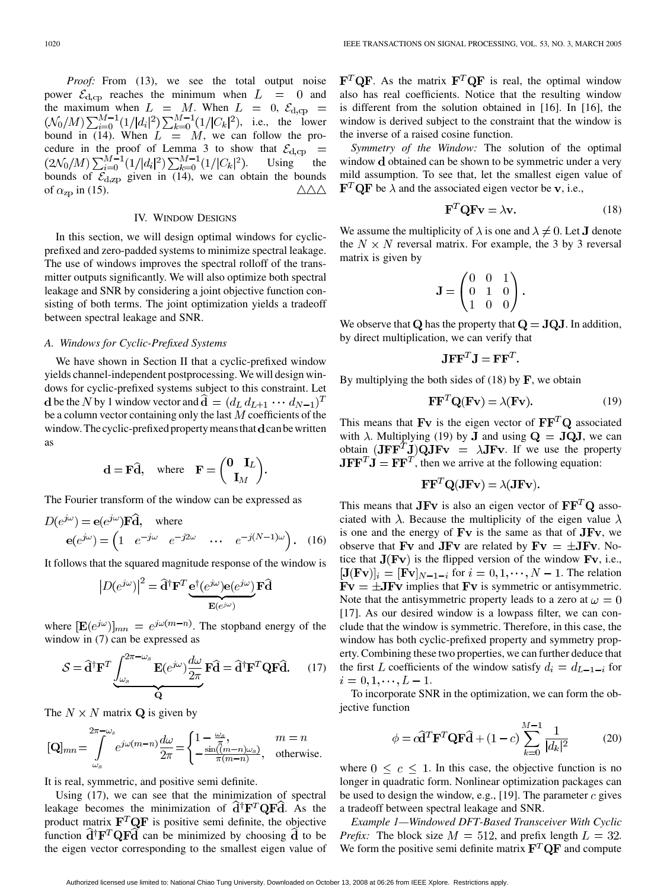*Proof:* From (13), we see the total output noise power $\mathcal{E}_{\rm d,cp}$ reaches the minimum when $L = 0$ and the maximum when $L = M$. When $L = 0$, $\mathcal{E}_{\rm d,cp} = (\mathcal{N}_0/M)\sum_{i=0}^{M-1}(1/|d_i|^2)\sum_{k=0}^{M-1}(1/|C_k|^2)$, i.e., the lower bound in (14). When $L = M$, we can follow the procedure in the proof of Lemma 3 to show that $\mathcal{E}_{\rm d,cp} = (2\mathcal{N}_0/M)\sum_{i=0}^{M-1}(1/|d_i|^2)\sum_{k=0}^{M-1}(1/|C_k|^2)$. Using the bounds of $\mathcal{E}_{\rm d,zp}$ given in (14), we can obtain the bounds of $\alpha_{\rm zp}$ in (15). △△△

## IV. Window Designs

In this section, we will design optimal windows for cyclic-prefixed and zero-padded systems to minimize spectral leakage. The use of windows improves the spectral rolloff of the transmitter outputs significantly. We will also optimize both spectral leakage and SNR by considering a joint objective function consisting of both terms. The joint optimization yields a tradeoff between spectral leakage and SNR.

### A. Windows for Cyclic-Prefixed Systems

We have shown in Section II that a cyclic-prefixed window yields channel-independent postprocessing. We will design windows for cyclic-prefixed systems subject to this constraint. Let $\mathbf{d}$ be the $N$ by 1 window vector and $\widehat{\mathbf{d}} = (d_L\, d_{L+1} \cdots d_{N-1})^T$ be a column vector containing only the last $M$ coefficients of the window. The cyclic-prefixed property means that $\mathbf{d}$ can be written as

$$\mathbf{d} = \mathbf{F}\widehat{\mathbf{d}}, \quad \text{where} \quad \mathbf{F} = \begin{pmatrix} \mathbf{0} & \mathbf{I}_L \\ \mathbf{I}_M & \end{pmatrix}.$$

The Fourier transform of the window can be expressed as

$$D(e^{j\omega}) = \mathbf{e}(e^{j\omega})\mathbf{F}\widehat{\mathbf{d}}, \quad \text{where} \quad \mathbf{e}(e^{j\omega}) = \begin{pmatrix} 1 & e^{-j\omega} & e^{-j2\omega} & \cdots & e^{-j(N-1)\omega} \end{pmatrix}. \tag{16}$$

It follows that the squared magnitude response of the window is

$$\left|D(e^{j\omega})\right|^2 = \widehat{\mathbf{d}}^\dagger\mathbf{F}^T \underbrace{\mathbf{e}^\dagger(e^{j\omega})\mathbf{e}(e^{j\omega})}_{\mathbf{E}(e^{j\omega})} \mathbf{F}\widehat{\mathbf{d}}$$

where $[\mathbf{E}(e^{j\omega})]_{mn} = e^{j\omega(m-n)}$. The stopband energy of the window in (7) can be expressed as

$$\mathcal{S} = \widehat{\mathbf{d}}^\dagger\mathbf{F}^T \underbrace{\int_{\omega_s}^{2\pi-\omega_s} \mathbf{E}(e^{j\omega})\frac{d\omega}{2\pi}}_{\mathbf{Q}} \mathbf{F}\widehat{\mathbf{d}} = \widehat{\mathbf{d}}^\dagger\mathbf{F}^T\mathbf{Q}\mathbf{F}\widehat{\mathbf{d}}. \tag{17}$$

The $N \times N$ matrix $\mathbf{Q}$ is given by

$$[\mathbf{Q}]_{mn} = \int_{\omega_s}^{2\pi-\omega_s} e^{j\omega(m-n)}\frac{d\omega}{2\pi} = \begin{cases} 1 - \frac{\omega_s}{\pi}, & m = n \\ -\frac{\sin((m-n)\omega_s)}{\pi(m-n)}, & \text{otherwise.} \end{cases}$$

It is real, symmetric, and positive semi definite.

Using (17), we can see that the minimization of spectral leakage becomes the minimization of $\widehat{\mathbf{d}}^\dagger\mathbf{F}^T\mathbf{Q}\mathbf{F}\widehat{\mathbf{d}}$. As the product matrix $\mathbf{F}^T\mathbf{Q}\mathbf{F}$ is positive semi definite, the objective function $\widehat{\mathbf{d}}^\dagger\mathbf{F}^T\mathbf{Q}\mathbf{F}\widehat{\mathbf{d}}$ can be minimized by choosing $\widehat{\mathbf{d}}$ to be the eigen vector corresponding to the smallest eigen value of $\mathbf{F}^T\mathbf{Q}\mathbf{F}$. As the matrix $\mathbf{F}^T\mathbf{Q}\mathbf{F}$ is real, the optimal window also has real coefficients. Notice that the resulting window is different from the solution obtained in [16]. In [16], the window is derived subject to the constraint that the window is the inverse of a raised cosine function.

*Symmetry of the Window:* The solution of the optimal window $\mathbf{d}$ obtained can be shown to be symmetric under a very mild assumption. To see that, let the smallest eigen value of $\mathbf{F}^T\mathbf{Q}\mathbf{F}$ be $\lambda$ and the associated eigen vector be $\mathbf{v}$, i.e.,

$$\mathbf{F}^T\mathbf{Q}\mathbf{F}\mathbf{v} = \lambda\mathbf{v}. \tag{18}$$

We assume the multiplicity of $\lambda$ is one and $\lambda \neq 0$. Let $\mathbf{J}$ denote the $N \times N$ reversal matrix. For example, the 3 by 3 reversal matrix is given by

$$\mathbf{J} = \begin{pmatrix} 0 & 0 & 1 \\ 0 & 1 & 0 \\ 1 & 0 & 0 \end{pmatrix}.$$

We observe that $\mathbf{Q}$ has the property that $\mathbf{Q} = \mathbf{J}\mathbf{Q}\mathbf{J}$. In addition, by direct multiplication, we can verify that

$$\mathbf{J}\mathbf{F}\mathbf{F}^T\mathbf{J} = \mathbf{F}\mathbf{F}^T.$$

By multiplying the both sides of (18) by $\mathbf{F}$, we obtain

$$\mathbf{F}\mathbf{F}^T\mathbf{Q}(\mathbf{F}\mathbf{v}) = \lambda(\mathbf{F}\mathbf{v}). \tag{19}$$

This means that $\mathbf{F}\mathbf{v}$ is the eigen vector of $\mathbf{F}\mathbf{F}^T\mathbf{Q}$ associated with $\lambda$. Multiplying (19) by $\mathbf{J}$ and using $\mathbf{Q} = \mathbf{J}\mathbf{Q}\mathbf{J}$, we can obtain $(\mathbf{J}\mathbf{F}\mathbf{F}^T\mathbf{J})\mathbf{Q}\mathbf{J}\mathbf{F}\mathbf{v} = \lambda\mathbf{J}\mathbf{F}\mathbf{v}$. If we use the property $\mathbf{J}\mathbf{F}\mathbf{F}^T\mathbf{J} = \mathbf{F}\mathbf{F}^T$, then we arrive at the following equation:

$$\mathbf{F}\mathbf{F}^T\mathbf{Q}(\mathbf{J}\mathbf{F}\mathbf{v}) = \lambda(\mathbf{J}\mathbf{F}\mathbf{v}).$$

This means that $\mathbf{J}\mathbf{F}\mathbf{v}$ is also an eigen vector of $\mathbf{F}\mathbf{F}^T\mathbf{Q}$ associated with $\lambda$. Because the multiplicity of the eigen value $\lambda$ is one and the energy of $\mathbf{F}\mathbf{v}$ is the same as that of $\mathbf{J}\mathbf{F}\mathbf{v}$, we observe that $\mathbf{F}\mathbf{v}$ and $\mathbf{J}\mathbf{F}\mathbf{v}$ are related by $\mathbf{F}\mathbf{v} = \pm\mathbf{J}\mathbf{F}\mathbf{v}$. Notice that $\mathbf{J}(\mathbf{F}\mathbf{v})$ is the flipped version of the window $\mathbf{F}\mathbf{v}$, i.e., $[\mathbf{J}(\mathbf{F}\mathbf{v})]_i = [\mathbf{F}\mathbf{v}]_{N-1-i}$ for $i = 0, 1, \cdots, N-1$. The relation $\mathbf{F}\mathbf{v} = \pm\mathbf{J}\mathbf{F}\mathbf{v}$ implies that $\mathbf{F}\mathbf{v}$ is symmetric or antisymmetric. Note that the antisymmetric property leads to a zero at $\omega = 0$ [17]. As our desired window is a lowpass filter, we can conclude that the window is symmetric. Therefore, in this case, the window has both cyclic-prefixed property and symmetry property. Combining these two properties, we can further deduce that the first $L$ coefficients of the window satisfy $d_i = d_{L-1-i}$ for $i = 0, 1, \cdots, L-1$.

To incorporate SNR in the optimization, we can form the objective function

$$\phi = c\widehat{\mathbf{d}}^T\mathbf{F}^T\mathbf{Q}\mathbf{F}\widehat{\mathbf{d}} + (1-c)\sum_{k=0}^{M-1}\frac{1}{|d_k|^2} \tag{20}$$

where $0 \le c \le 1$. In this case, the objective function is no longer in quadratic form. Nonlinear optimization packages can be used to design the window, e.g., [19]. The parameter $c$ gives a tradeoff between spectral leakage and SNR.

*Example 1—Windowed DFT-Based Transceiver With Cyclic Prefix:* The block size $M = 512$, and prefix length $L = 32$. We form the positive semi definite matrix $\mathbf{F}^T\mathbf{Q}\mathbf{F}$ and compute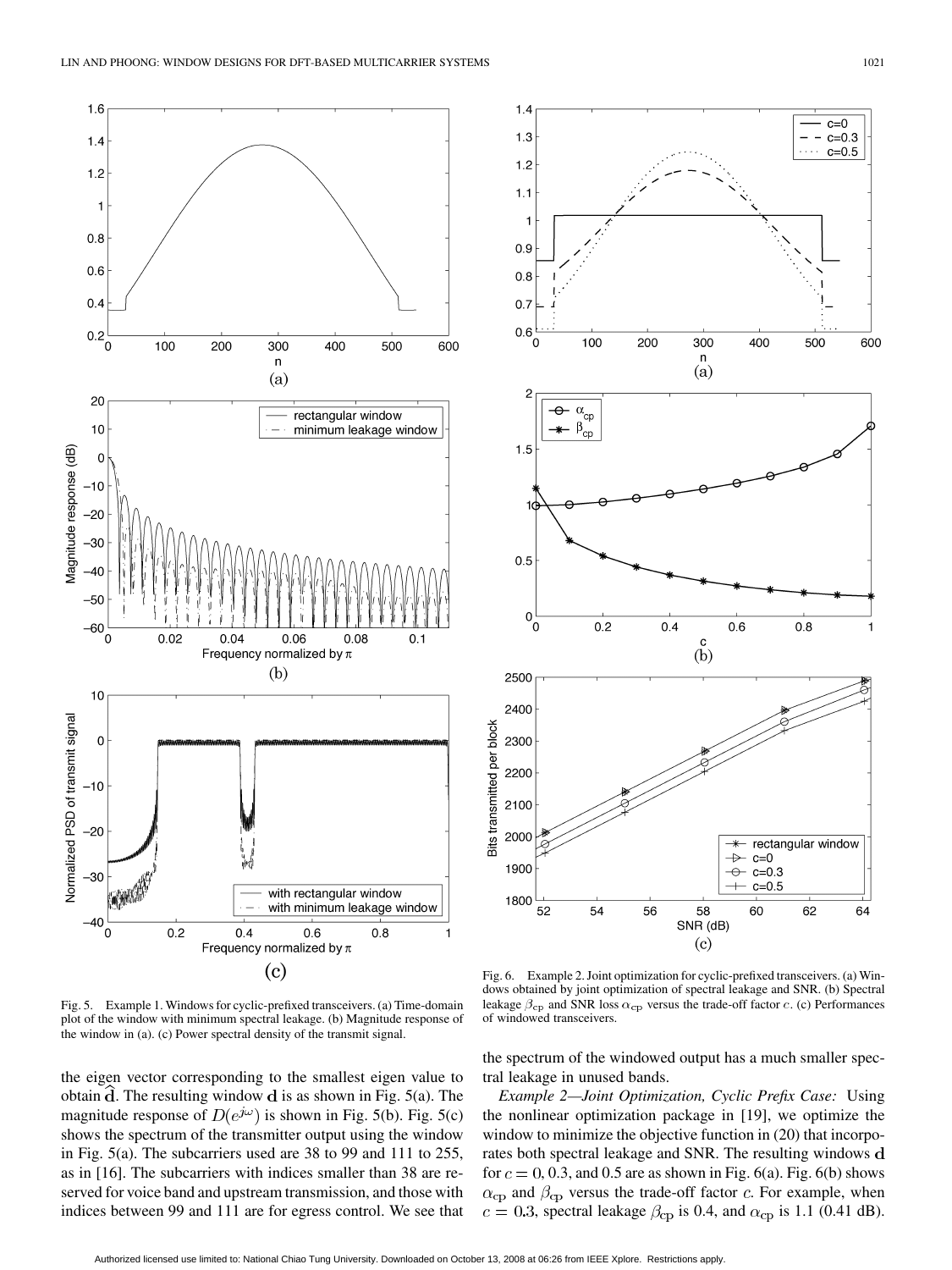1.6
1.4
1.2
1
0.8
0.6
0.4
0.2
0 100 200 300 400 500 600
n
(a)

20
10
0
−10
−20
−30
−40
−50
−60
Magnitude response (dB)
0 0.02 0.04 0.06 0.08 0.1
Frequency normalized by π
rectangular window
minimum leakage window
(b)

10
0
−10
−20
−30
−40
Normalized PSD of transmit signal
0 0.2 0.4 0.6 0.8 1
Frequency normalized by π
with rectangular window
with minimum leakage window
(c)

Fig. 5. Example 1. Windows for cyclic-prefixed transceivers. (a) Time-domain plot of the window with minimum spectral leakage. (b) Magnitude response of the window in (a). (c) Power spectral density of the transmit signal.

1.4
1.3
1.2
1.1
1
0.9
0.8
0.7
0.6
0 100 200 300 400 500 600
n
c=0
c=0.3
c=0.5
(a)

2
1.5
1
0.5
0
0 0.2 0.4 0.6 0.8 1
c
$\alpha_{cp}$
$\beta_{cp}$
(b)

2500
2400
2300
2200
2100
2000
1900
1800
Bits transmitted per block
52 54 56 58 60 62 64
SNR (dB)
rectangular window
c=0
c=0.3
c=0.5
(c)

Fig. 6. Example 2. Joint optimization for cyclic-prefixed transceivers. (a) Windows obtained by joint optimization of spectral leakage and SNR. (b) Spectral leakage $\beta_{cp}$ and SNR loss $\alpha_{cp}$ versus the trade-off factor $c$. (c) Performances of windowed transceivers.

the eigen vector corresponding to the smallest eigen value to obtain $\widehat{\mathbf{d}}$. The resulting window $\mathbf{d}$ is as shown in Fig. 5(a). The magnitude response of $D(e^{j\omega})$ is shown in Fig. 5(b). Fig. 5(c) shows the spectrum of the transmitter output using the window in Fig. 5(a). The subcarriers used are 38 to 99 and 111 to 255, as in [16]. The subcarriers with indices smaller than 38 are reserved for voice band and upstream transmission, and those with indices between 99 and 111 are for egress control. We see that the spectrum of the windowed output has a much smaller spectral leakage in unused bands.

*Example 2—Joint Optimization, Cyclic Prefix Case:* Using the nonlinear optimization package in [19], we optimize the window to minimize the objective function in (20) that incorporates both spectral leakage and SNR. The resulting windows $\mathbf{d}$ for $c = 0$, 0.3, and 0.5 are as shown in Fig. 6(a). Fig. 6(b) shows $\alpha_{cp}$ and $\beta_{cp}$ versus the trade-off factor $c$. For example, when $c = 0.3$, spectral leakage $\beta_{cp}$ is 0.4, and $\alpha_{cp}$ is 1.1 (0.41 dB).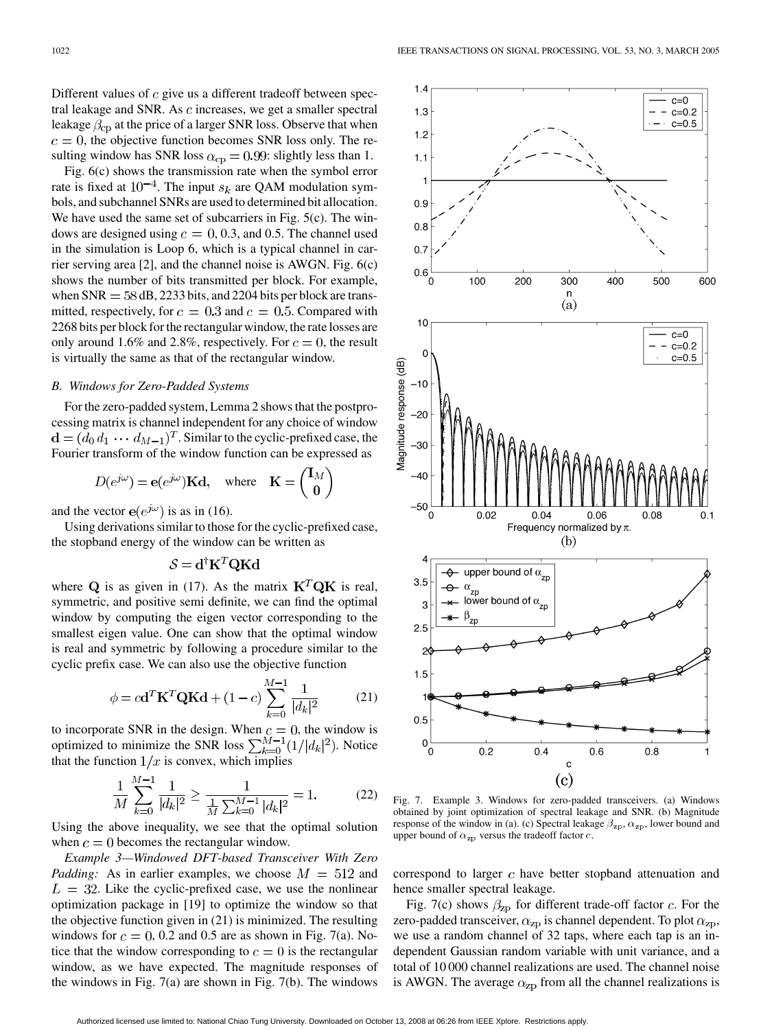Different values of $c$ give us a different tradeoff between spectral leakage and SNR. As $c$ increases, we get a smaller spectral leakage $\beta_{\rm cp}$ at the price of a larger SNR loss. Observe that when $c = 0$, the objective function becomes SNR loss only. The resulting window has SNR loss $\alpha_{\rm cp} = 0.99$: slightly less than 1.

Fig. 6(c) shows the transmission rate when the symbol error rate is fixed at $10^{-4}$. The input $s_k$ are QAM modulation symbols, and subchannel SNRs are used to determined bit allocation. We have used the same set of subcarriers in Fig. 5(c). The windows are designed using $c = 0$, 0.3, and 0.5. The channel used in the simulation is Loop 6, which is a typical channel in carrier serving area [2], and the channel noise is AWGN. Fig. 6(c) shows the number of bits transmitted per block. For example, when SNR $= 58$ dB, 2233 bits, and 2204 bits per block are transmitted, respectively, for $c = 0.3$ and $c = 0.5$. Compared with 2268 bits per block for the rectangular window, the rate losses are only around 1.6% and 2.8%, respectively. For $c = 0$, the result is virtually the same as that of the rectangular window.

### B. Windows for Zero-Padded Systems

For the zero-padded system, Lemma 2 shows that the postprocessing matrix is channel independent for any choice of window $\mathbf{d} = (d_0\, d_1\, \cdots\, d_{M-1})^T$. Similar to the cyclic-prefixed case, the Fourier transform of the window function can be expressed as

$$D(e^{j\omega}) = \mathbf{e}(e^{j\omega})\mathbf{K}\mathbf{d}, \quad \text{where} \quad \mathbf{K} = \begin{pmatrix} \mathbf{I}_M \\ \mathbf{0} \end{pmatrix}$$

and the vector $\mathbf{e}(e^{j\omega})$ is as in (16).

Using derivations similar to those for the cyclic-prefixed case, the stopband energy of the window can be written as

$$\mathcal{S} = \mathbf{d}^\dagger \mathbf{K}^T \mathbf{Q} \mathbf{K} \mathbf{d}$$

where $\mathbf{Q}$ is as given in (17). As the matrix $\mathbf{K}^T\mathbf{Q}\mathbf{K}$ is real, symmetric, and positive semi definite, we can find the optimal window by computing the eigen vector corresponding to the smallest eigen value. One can show that the optimal window is real and symmetric by following a procedure similar to the cyclic prefix case. We can also use the objective function

$$\phi = c\mathbf{d}^T\mathbf{K}^T\mathbf{Q}\mathbf{K}\mathbf{d} + (1-c)\sum_{k=0}^{M-1}\frac{1}{|d_k|^2} \tag{21}$$

to incorporate SNR in the design. When $c = 0$, the window is optimized to minimize the SNR loss $\sum_{k=0}^{M-1}(1/|d_k|^2)$. Notice that the function $1/x$ is convex, which implies

$$\frac{1}{M}\sum_{k=0}^{M-1}\frac{1}{|d_k|^2} \geq \frac{1}{\frac{1}{M}\sum_{k=0}^{M-1}|d_k|^2} = 1. \tag{22}$$

Using the above inequality, we see that the optimal solution when $c = 0$ becomes the rectangular window.

*Example 3—Windowed DFT-based Transceiver With Zero Padding:* As in earlier examples, we choose $M = 512$ and $L = 32$. Like the cyclic-prefixed case, we use the nonlinear optimization package in [19] to optimize the window so that the objective function given in (21) is minimized. The resulting windows for $c = 0$, 0.2 and 0.5 are as shown in Fig. 7(a). Notice that the window corresponding to $c = 0$ is the rectangular window, as we have expected. The magnitude responses of the windows in Fig. 7(a) are shown in Fig. 7(b). The windows correspond to larger $c$ have better stopband attenuation and hence smaller spectral leakage.

Fig. 7(c) shows $\beta_{\rm zp}$ for different trade-off factor $c$. For the zero-padded transceiver, $\alpha_{\rm zp}$ is channel dependent. To plot $\alpha_{\rm zp}$, we use a random channel of 32 taps, where each tap is an independent Gaussian random variable with unit variance, and a total of 10 000 channel realizations are used. The channel noise is AWGN. The average $\alpha_{\rm zp}$ from all the channel realizations is

c=0
c=0.2
c=0.5
n
(a)

Magnitude response (dB)
Frequency normalized by π.
c=0
c=0.2
c=0.5
(b)

upper bound of $\alpha_{\rm zp}$
$\alpha_{\rm zp}$
lower bound of $\alpha_{\rm zp}$
$\beta_{\rm zp}$
c
(c)

Fig. 7. Example 3. Windows for zero-padded transceivers. (a) Windows obtained by joint optimization of spectral leakage and SNR. (b) Magnitude response of the window in (a). (c) Spectral leakage $\beta_{\rm zp}$, $\alpha_{\rm zp}$, lower bound and upper bound of $\alpha_{\rm zp}$ versus the tradeoff factor $c$.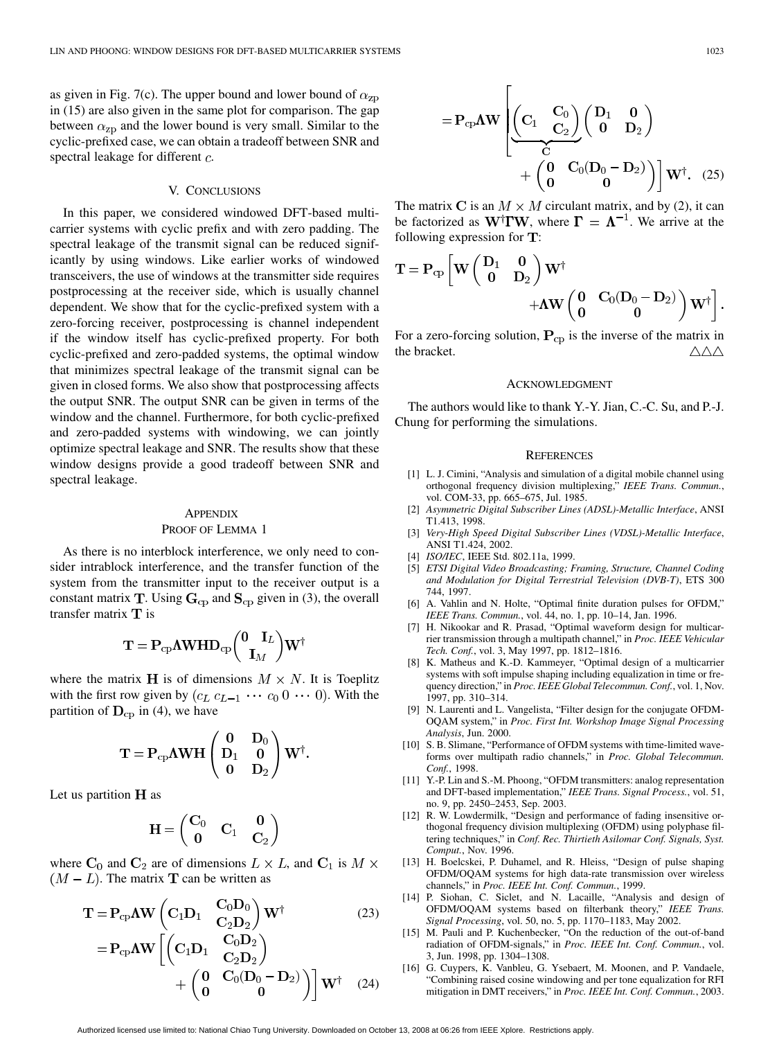as given in Fig. 7(c). The upper bound and lower bound of $\alpha_{\rm zp}$ in (15) are also given in the same plot for comparison. The gap between $\alpha_{\rm zp}$ and the lower bound is very small. Similar to the cyclic-prefixed case, we can obtain a tradeoff between SNR and spectral leakage for different $c$.

## V. Conclusions

In this paper, we considered windowed DFT-based multicarrier systems with cyclic prefix and with zero padding. The spectral leakage of the transmit signal can be reduced significantly by using windows. Like earlier works of windowed transceivers, the use of windows at the transmitter side requires postprocessing at the receiver side, which is usually channel dependent. We show that for the cyclic-prefixed system with a zero-forcing receiver, postprocessing is channel independent if the window itself has cyclic-prefixed property. For both cyclic-prefixed and zero-padded systems, the optimal window that minimizes spectral leakage of the transmit signal can be given in closed forms. We also show that postprocessing affects the output SNR. The output SNR can be given in terms of the window and the channel. Furthermore, for both cyclic-prefixed and zero-padded systems with windowing, we can jointly optimize spectral leakage and SNR. The results show that these window designs provide a good tradeoff between SNR and spectral leakage.

## Appendix
### Proof of Lemma 1

As there is no interblock interference, we only need to consider intrablock interference, and the transfer function of the system from the transmitter input to the receiver output is a constant matrix $\mathbf{T}$. Using $\mathbf{G}_{\rm cp}$ and $\mathbf{S}_{\rm cp}$ given in (3), the overall transfer matrix $\mathbf{T}$ is

$$\mathbf{T} = \mathbf{P}_{\rm cp}\boldsymbol{\Lambda}\mathbf{W}\mathbf{H}\mathbf{D}_{\rm cp}\begin{pmatrix} \mathbf{0} & \mathbf{I}_L \\ \mathbf{I}_M & \end{pmatrix}\mathbf{W}^{\dagger}$$

where the matrix $\mathbf{H}$ is of dimensions $M \times N$. It is Toeplitz with the first row given by $(c_L\ c_{L-1}\ \cdots\ c_0\ 0\ \cdots\ 0)$. With the partition of $\mathbf{D}_{\rm cp}$ in (4), we have

$$\mathbf{T} = \mathbf{P}_{\rm cp}\boldsymbol{\Lambda}\mathbf{W}\mathbf{H}\begin{pmatrix} \mathbf{0} & \mathbf{D}_0 \\ \mathbf{D}_1 & \mathbf{0} \\ \mathbf{0} & \mathbf{D}_2 \end{pmatrix}\mathbf{W}^{\dagger}.$$

Let us partition $\mathbf{H}$ as

$$\mathbf{H} = \begin{pmatrix} \mathbf{C}_0 & \mathbf{C}_1 & \mathbf{0} \\ \mathbf{0} & & \mathbf{C}_2 \end{pmatrix}$$

where $\mathbf{C}_0$ and $\mathbf{C}_2$ are of dimensions $L \times L$, and $\mathbf{C}_1$ is $M \times (M - L)$. The matrix $\mathbf{T}$ can be written as

$$\begin{aligned}
\mathbf{T} &= \mathbf{P}_{\rm cp}\boldsymbol{\Lambda}\mathbf{W}\begin{pmatrix} \mathbf{C}_1\mathbf{D}_1 & \begin{matrix}\mathbf{C}_0\mathbf{D}_0 \\ \mathbf{C}_2\mathbf{D}_2\end{matrix} \end{pmatrix}\mathbf{W}^{\dagger} \qquad (23)\\
&= \mathbf{P}_{\rm cp}\boldsymbol{\Lambda}\mathbf{W}\left[\begin{pmatrix} \mathbf{C}_1\mathbf{D}_1 & \begin{matrix}\mathbf{C}_0\mathbf{D}_2 \\ \mathbf{C}_2\mathbf{D}_2\end{matrix} \end{pmatrix} + \begin{pmatrix} \mathbf{0} & \mathbf{C}_0(\mathbf{D}_0 - \mathbf{D}_2) \\ \mathbf{0} & \mathbf{0} \end{pmatrix}\right]\mathbf{W}^{\dagger} \qquad (24)\\
&= \mathbf{P}_{\rm cp}\boldsymbol{\Lambda}\mathbf{W}\left[\underbrace{\begin{pmatrix} \mathbf{C}_1 & \begin{matrix}\mathbf{C}_0 \\ \mathbf{C}_2\end{matrix} \end{pmatrix}}_{\mathbf{C}}\begin{pmatrix} \mathbf{D}_1 & \mathbf{0} \\ \mathbf{0} & \mathbf{D}_2 \end{pmatrix} + \begin{pmatrix} \mathbf{0} & \mathbf{C}_0(\mathbf{D}_0 - \mathbf{D}_2) \\ \mathbf{0} & \mathbf{0} \end{pmatrix}\right]\mathbf{W}^{\dagger}. \qquad (25)
\end{aligned}$$

The matrix $\mathbf{C}$ is an $M \times M$ circulant matrix, and by (2), it can be factorized as $\mathbf{W}^{\dagger}\boldsymbol{\Gamma}\mathbf{W}$, where $\boldsymbol{\Gamma} = \boldsymbol{\Lambda}^{-1}$. We arrive at the following expression for $\mathbf{T}$:

$$\mathbf{T} = \mathbf{P}_{\rm cp}\left[\mathbf{W}\begin{pmatrix} \mathbf{D}_1 & \mathbf{0} \\ \mathbf{0} & \mathbf{D}_2 \end{pmatrix}\mathbf{W}^{\dagger} + \boldsymbol{\Lambda}\mathbf{W}\begin{pmatrix} \mathbf{0} & \mathbf{C}_0(\mathbf{D}_0 - \mathbf{D}_2) \\ \mathbf{0} & \mathbf{0} \end{pmatrix}\mathbf{W}^{\dagger}\right].$$

For a zero-forcing solution, $\mathbf{P}_{\rm cp}$ is the inverse of the matrix in the bracket. △△△

## Acknowledgment

The authors would like to thank Y.-Y. Jian, C.-C. Su, and P.-J. Chung for performing the simulations.

## References

[1] L. J. Cimini, "Analysis and simulation of a digital mobile channel using orthogonal frequency division multiplexing," *IEEE Trans. Commun.*, vol. COM-33, pp. 665–675, Jul. 1985.

[2] *Asymmetric Digital Subscriber Lines (ADSL)-Metallic Interface*, ANSI T1.413, 1998.

[3] *Very-High Speed Digital Subscriber Lines (VDSL)-Metallic Interface*, ANSI T1.424, 2002.

[4] *ISO/IEC*, IEEE Std. 802.11a, 1999.

[5] *ETSI Digital Video Broadcasting; Framing, Structure, Channel Coding and Modulation for Digital Terrestrial Television (DVB-T)*, ETS 300 744, 1997.

[6] A. Vahlin and N. Holte, "Optimal finite duration pulses for OFDM," *IEEE Trans. Commun.*, vol. 44, no. 1, pp. 10–14, Jan. 1996.

[7] H. Nikookar and R. Prasad, "Optimal waveform design for multicarrier transmission through a multipath channel," in *Proc. IEEE Vehicular Tech. Conf.*, vol. 3, May 1997, pp. 1812–1816.

[8] K. Matheus and K.-D. Kammeyer, "Optimal design of a multicarrier systems with soft impulse shaping including equalization in time or frequency direction," in *Proc. IEEE Global Telecommun. Conf.*, vol. 1, Nov. 1997, pp. 310–314.

[9] N. Laurenti and L. Vangelista, "Filter design for the conjugate OFDM-OQAM system," in *Proc. First Int. Workshop Image Signal Processing Analysis*, Jun. 2000.

[10] S. B. Slimane, "Performance of OFDM systems with time-limited waveforms over multipath radio channels," in *Proc. Global Telecommun. Conf.*, 1998.

[11] Y.-P. Lin and S.-M. Phoong, "OFDM transmitters: analog representation and DFT-based implementation," *IEEE Trans. Signal Process.*, vol. 51, no. 9, pp. 2450–2453, Sep. 2003.

[12] R. W. Lowdermilk, "Design and performance of fading insensitive orthogonal frequency division multiplexing (OFDM) using polyphase filtering techniques," in *Conf. Rec. Thirtieth Asilomar Conf. Signals, Syst. Comput.*, Nov. 1996.

[13] H. Boelcskei, P. Duhamel, and R. Hleiss, "Design of pulse shaping OFDM/OQAM systems for high data-rate transmission over wireless channels," in *Proc. IEEE Int. Conf. Commun.*, 1999.

[14] P. Siohan, C. Siclet, and N. Lacaille, "Analysis and design of OFDM/OQAM systems based on filterbank theory," *IEEE Trans. Signal Processing*, vol. 50, no. 5, pp. 1170–1183, May 2002.

[15] M. Pauli and P. Kuchenbecker, "On the reduction of the out-of-band radiation of OFDM-signals," in *Proc. IEEE Int. Conf. Commun.*, vol. 3, Jun. 1998, pp. 1304–1308.

[16] G. Cuypers, K. Vanbleu, G. Ysebaert, M. Moonen, and P. Vandaele, "Combining raised cosine windowing and per tone equalization for RFI mitigation in DMT receivers," in *Proc. IEEE Int. Conf. Commun.*, 2003.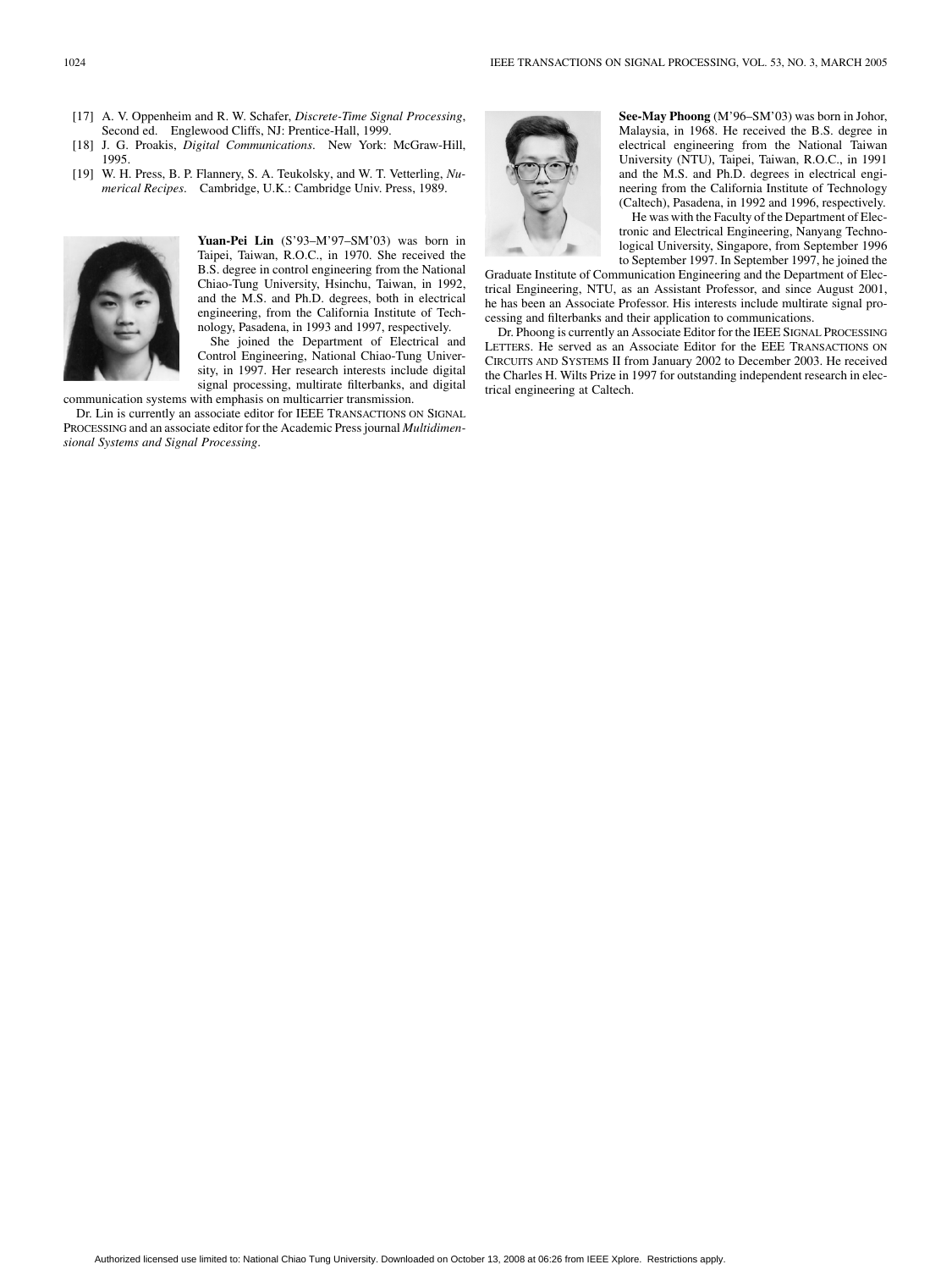[17] A. V. Oppenheim and R. W. Schafer, *Discrete-Time Signal Processing*, Second ed. Englewood Cliffs, NJ: Prentice-Hall, 1999.

[18] J. G. Proakis, *Digital Communications*. New York: McGraw-Hill, 1995.

[19] W. H. Press, B. P. Flannery, S. A. Teukolsky, and W. T. Vetterling, *Numerical Recipes*. Cambridge, U.K.: Cambridge Univ. Press, 1989.

**Yuan-Pei Lin** (S'93–M'97–SM'03) was born in Taipei, Taiwan, R.O.C., in 1970. She received the B.S. degree in control engineering from the National Chiao-Tung University, Hsinchu, Taiwan, in 1992, and the M.S. and Ph.D. degrees, both in electrical engineering, from the California Institute of Technology, Pasadena, in 1993 and 1997, respectively.

She joined the Department of Electrical and Control Engineering, National Chiao-Tung University, in 1997. Her research interests include digital signal processing, multirate filterbanks, and digital communication systems with emphasis on multicarrier transmission.

Dr. Lin is currently an associate editor for IEEE TRANSACTIONS ON SIGNAL PROCESSING and an associate editor for the Academic Press journal *Multidimensional Systems and Signal Processing*.

**See-May Phoong** (M'96–SM'03) was born in Johor, Malaysia, in 1968. He received the B.S. degree in electrical engineering from the National Taiwan University (NTU), Taipei, Taiwan, R.O.C., in 1991 and the M.S. and Ph.D. degrees in electrical engineering from the California Institute of Technology (Caltech), Pasadena, in 1992 and 1996, respectively.

He was with the Faculty of the Department of Electronic and Electrical Engineering, Nanyang Technological University, Singapore, from September 1996 to September 1997. In September 1997, he joined the Graduate Institute of Communication Engineering and the Department of Electrical Engineering, NTU, as an Assistant Professor, and since August 2001, he has been an Associate Professor. His interests include multirate signal processing and filterbanks and their application to communications.

Dr. Phoong is currently an Associate Editor for the IEEE SIGNAL PROCESSING LETTERS. He served as an Associate Editor for the EEE TRANSACTIONS ON CIRCUITS AND SYSTEMS II from January 2002 to December 2003. He received the Charles H. Wilts Prize in 1997 for outstanding independent research in electrical engineering at Caltech.